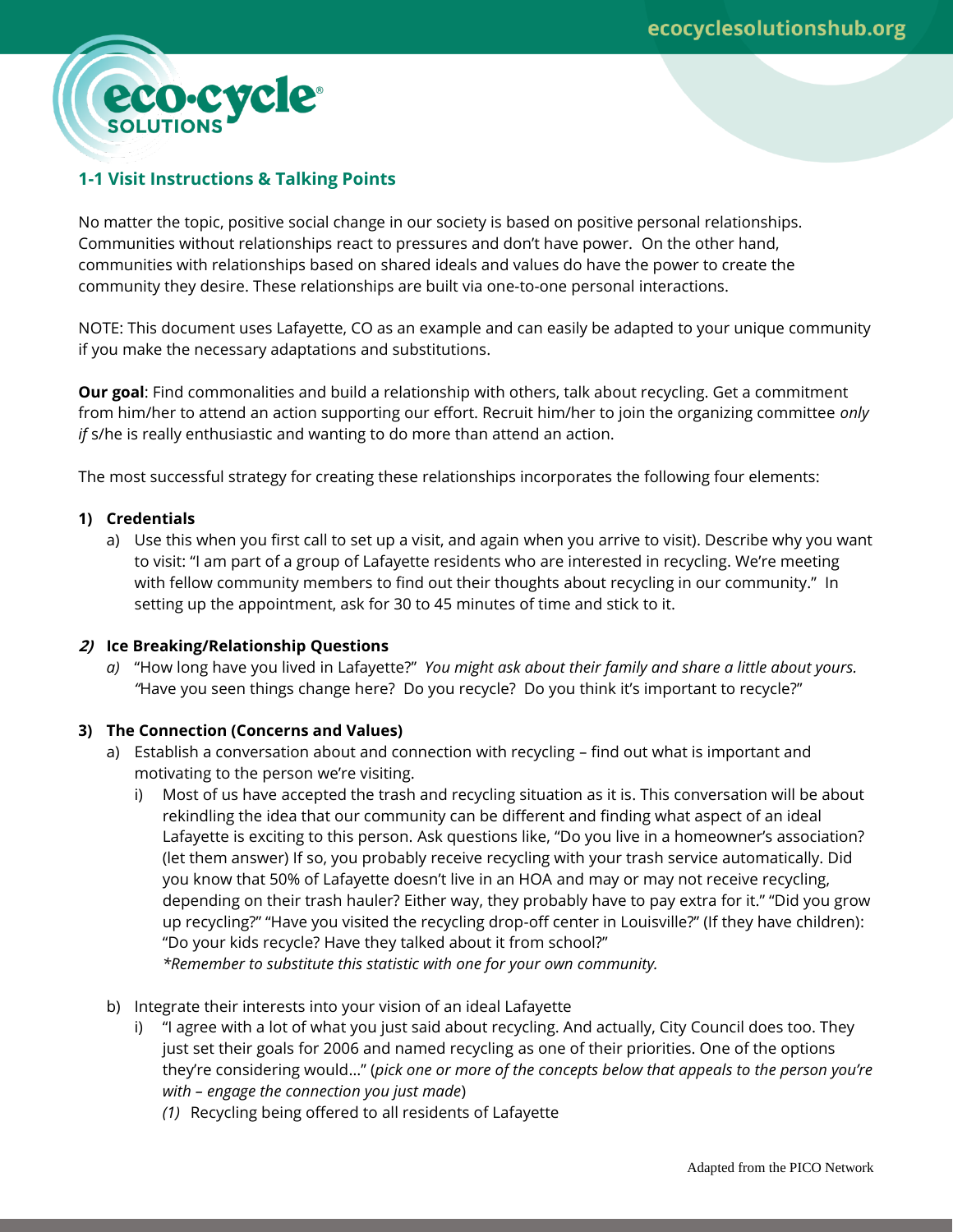## 1-1 Visit Instructions & Talking Points

No matter the topic, positive social change in our society is based on positive personal relationships. Communities without relationships react to pressures and don't have power. On the other hand, communities with relationships based on shared ideals and values do have the power to create the community they desire. These relationships are built via one-to-one personal interactions.

NOTE: This document uses Lafayette, CO as an example and can easily be adapted to your unique community if you make the necessary adaptations and substitutions.

**Our goal**: Find commonalities and build a relationship with others, talk about recycling. Get a commitment from him/her to attend an action supporting our effort. Recruit him/her to join the organizing committee *only if* s/he is really enthusiastic and wanting to do more than attend an action.

The most successful strategy for creating these relationships incorporates the following four elements:

**1) Credentials**

a) Use this when you first call to set up a visit, and again when you arrive to visit). Describe why you want to visit: "I am part of a group of Lafayette residents who are interested in recycling. We're meeting with fellow community members to find out their thoughts about recycling in our community." In setting up the appointment, ask for 30 to 45 minutes of time and stick to it.

***2)* Ice Breaking/Relationship Questions**

*a)* "How long have you lived in Lafayette?" *You might ask about their family and share a little about yours. "*Have you seen things change here? Do you recycle? Do you think it's important to recycle?"

**3) The Connection (Concerns and Values)**

a) Establish a conversation about and connection with recycling – find out what is important and motivating to the person we're visiting.

i) Most of us have accepted the trash and recycling situation as it is. This conversation will be about rekindling the idea that our community can be different and finding what aspect of an ideal Lafayette is exciting to this person. Ask questions like, "Do you live in a homeowner's association? (let them answer) If so, you probably receive recycling with your trash service automatically. Did you know that 50% of Lafayette doesn't live in an HOA and may or may not receive recycling, depending on their trash hauler? Either way, they probably have to pay extra for it." "Did you grow up recycling?" "Have you visited the recycling drop-off center in Louisville?" (If they have children): "Do your kids recycle? Have they talked about it from school?"
*\*Remember to substitute this statistic with one for your own community.*

b) Integrate their interests into your vision of an ideal Lafayette

i) "I agree with a lot of what you just said about recycling. And actually, City Council does too. They just set their goals for 2006 and named recycling as one of their priorities. One of the options they're considering would…" (*pick one or more of the concepts below that appeals to the person you're with – engage the connection you just made*)

*(1)* Recycling being offered to all residents of Lafayette

Adapted from the PICO Network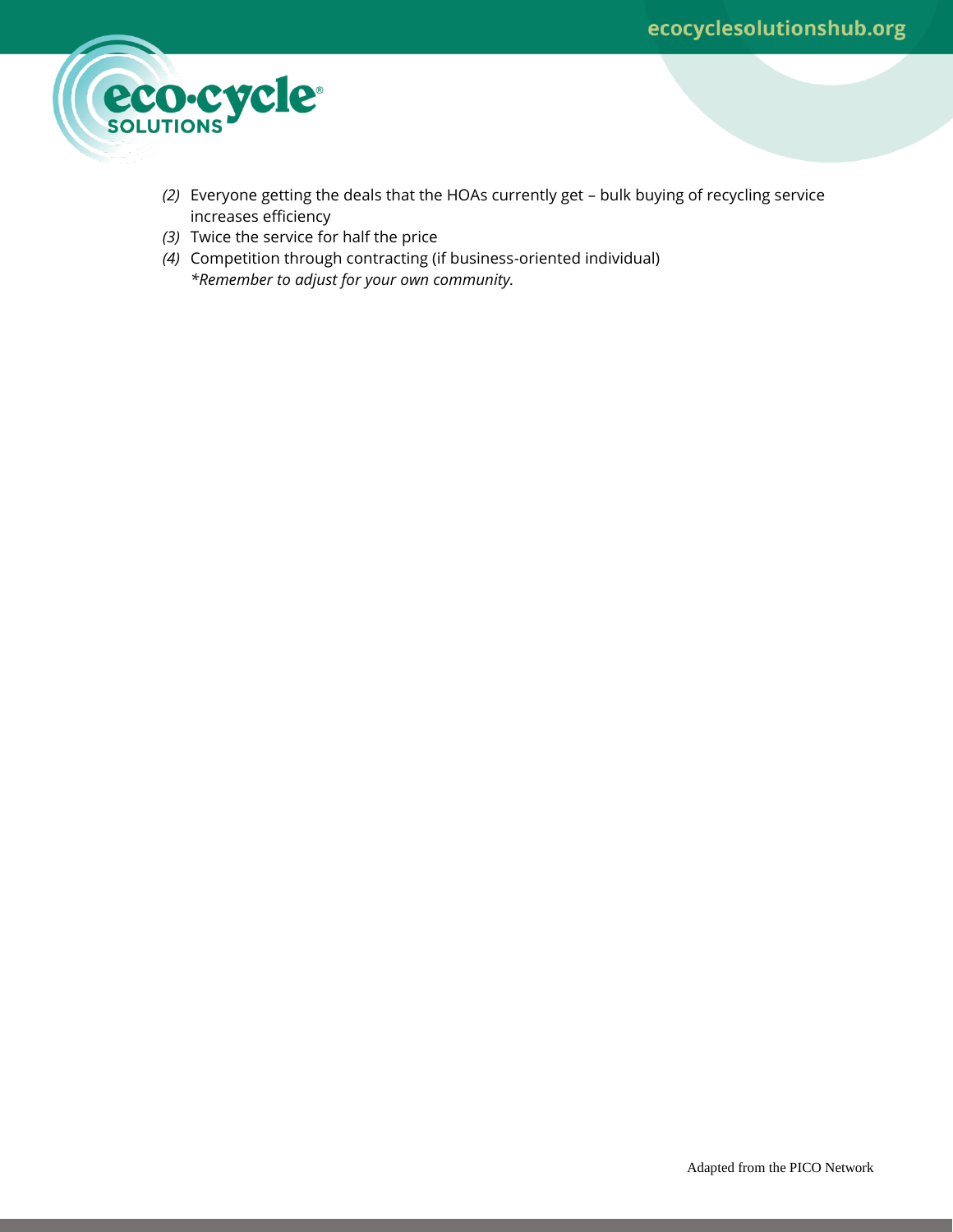*(2)* Everyone getting the deals that the HOAs currently get – bulk buying of recycling service increases efficiency

*(3)* Twice the service for half the price

*(4)* Competition through contracting (if business-oriented individual)

*\*Remember to adjust for your own community.*

Adapted from the PICO Network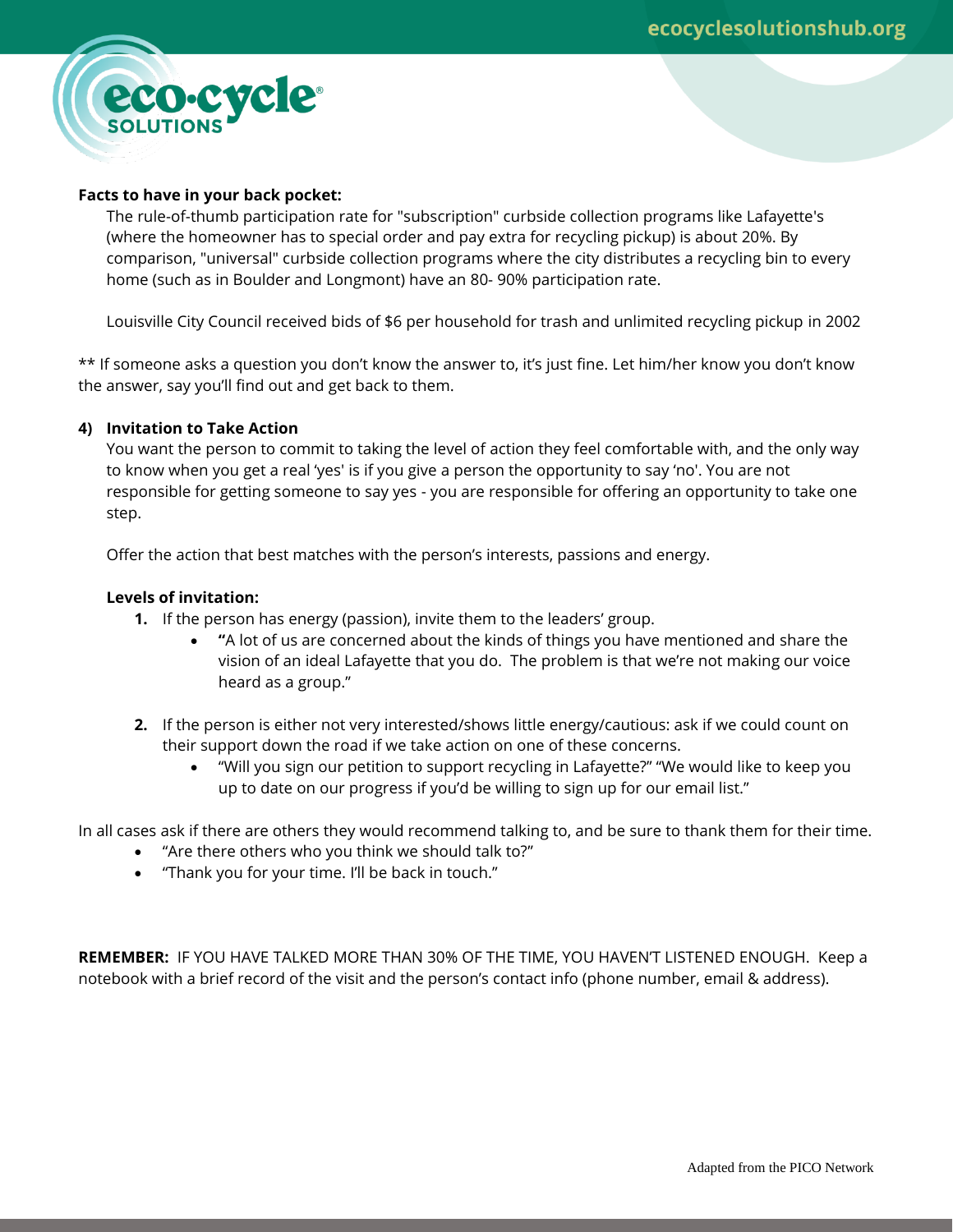**Facts to have in your back pocket:**

The rule-of-thumb participation rate for "subscription" curbside collection programs like Lafayette's (where the homeowner has to special order and pay extra for recycling pickup) is about 20%. By comparison, "universal" curbside collection programs where the city distributes a recycling bin to every home (such as in Boulder and Longmont) have an 80- 90% participation rate.

Louisville City Council received bids of $6 per household for trash and unlimited recycling pickup in 2002

** If someone asks a question you don't know the answer to, it's just fine. Let him/her know you don't know the answer, say you'll find out and get back to them.

**4) Invitation to Take Action**

You want the person to commit to taking the level of action they feel comfortable with, and the only way to know when you get a real 'yes' is if you give a person the opportunity to say 'no'. You are not responsible for getting someone to say yes - you are responsible for offering an opportunity to take one step.

Offer the action that best matches with the person's interests, passions and energy.

**Levels of invitation:**

1. If the person has energy (passion), invite them to the leaders' group.
   - **"**A lot of us are concerned about the kinds of things you have mentioned and share the vision of an ideal Lafayette that you do. The problem is that we're not making our voice heard as a group."
2. If the person is either not very interested/shows little energy/cautious: ask if we could count on their support down the road if we take action on one of these concerns.
   - "Will you sign our petition to support recycling in Lafayette?" "We would like to keep you up to date on our progress if you'd be willing to sign up for our email list."

In all cases ask if there are others they would recommend talking to, and be sure to thank them for their time.

- "Are there others who you think we should talk to?"
- "Thank you for your time. I'll be back in touch."

**REMEMBER:** IF YOU HAVE TALKED MORE THAN 30% OF THE TIME, YOU HAVEN'T LISTENED ENOUGH. Keep a notebook with a brief record of the visit and the person's contact info (phone number, email & address).

Adapted from the PICO Network